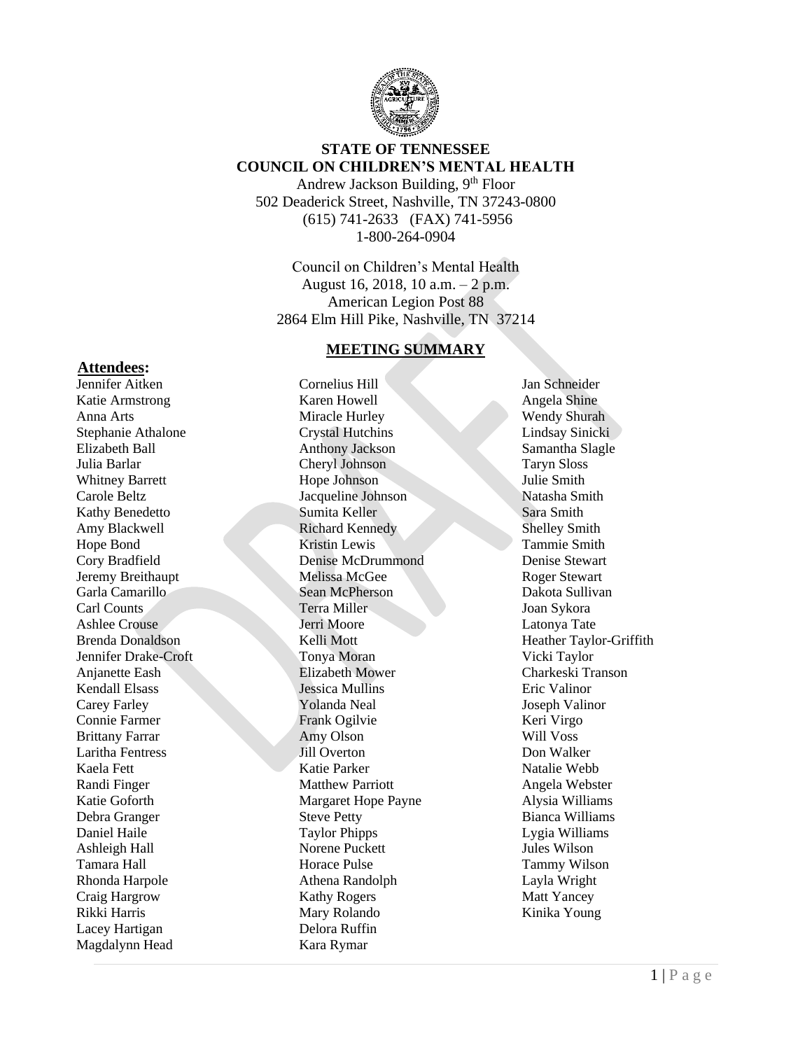**STATE OF TENNESSEE**
**COUNCIL ON CHILDREN'S MENTAL HEALTH**

Andrew Jackson Building, 9th Floor
502 Deaderick Street, Nashville, TN 37243-0800
(615) 741-2633 (FAX) 741-5956
1-800-264-0904

Council on Children's Mental Health
August 16, 2018, 10 a.m. – 2 p.m.
American Legion Post 88
2864 Elm Hill Pike, Nashville, TN 37214

## MEETING SUMMARY

**Attendees:**

Jennifer Aitken
Katie Armstrong
Anna Arts
Stephanie Athalone
Elizabeth Ball
Julia Barlar
Whitney Barrett
Carole Beltz
Kathy Benedetto
Amy Blackwell
Hope Bond
Cory Bradfield
Jeremy Breithaupt
Garla Camarillo
Carl Counts
Ashlee Crouse
Brenda Donaldson
Jennifer Drake-Croft
Anjanette Eash
Kendall Elsass
Carey Farley
Connie Farmer
Brittany Farrar
Laritha Fentress
Kaela Fett
Randi Finger
Katie Goforth
Debra Granger
Daniel Haile
Ashleigh Hall
Tamara Hall
Rhonda Harpole
Craig Hargrow
Rikki Harris
Lacey Hartigan
Magdalynn Head
Cornelius Hill
Karen Howell
Miracle Hurley
Crystal Hutchins
Anthony Jackson
Cheryl Johnson
Hope Johnson
Jacqueline Johnson
Sumita Keller
Richard Kennedy
Kristin Lewis
Denise McDrummond
Melissa McGee
Sean McPherson
Terra Miller
Jerri Moore
Kelli Mott
Tonya Moran
Elizabeth Mower
Jessica Mullins
Yolanda Neal
Frank Ogilvie
Amy Olson
Jill Overton
Katie Parker
Matthew Parriott
Margaret Hope Payne
Steve Petty
Taylor Phipps
Norene Puckett
Horace Pulse
Athena Randolph
Kathy Rogers
Mary Rolando
Delora Ruffin
Kara Rymar
Jan Schneider
Angela Shine
Wendy Shurah
Lindsay Sinicki
Samantha Slagle
Taryn Sloss
Julie Smith
Natasha Smith
Sara Smith
Shelley Smith
Tammie Smith
Denise Stewart
Roger Stewart
Dakota Sullivan
Joan Sykora
Latonya Tate
Heather Taylor-Griffith
Vicki Taylor
Charkeski Transon
Eric Valinor
Joseph Valinor
Keri Virgo
Will Voss
Don Walker
Natalie Webb
Angela Webster
Alysia Williams
Bianca Williams
Lygia Williams
Jules Wilson
Tammy Wilson
Layla Wright
Matt Yancey
Kinika Young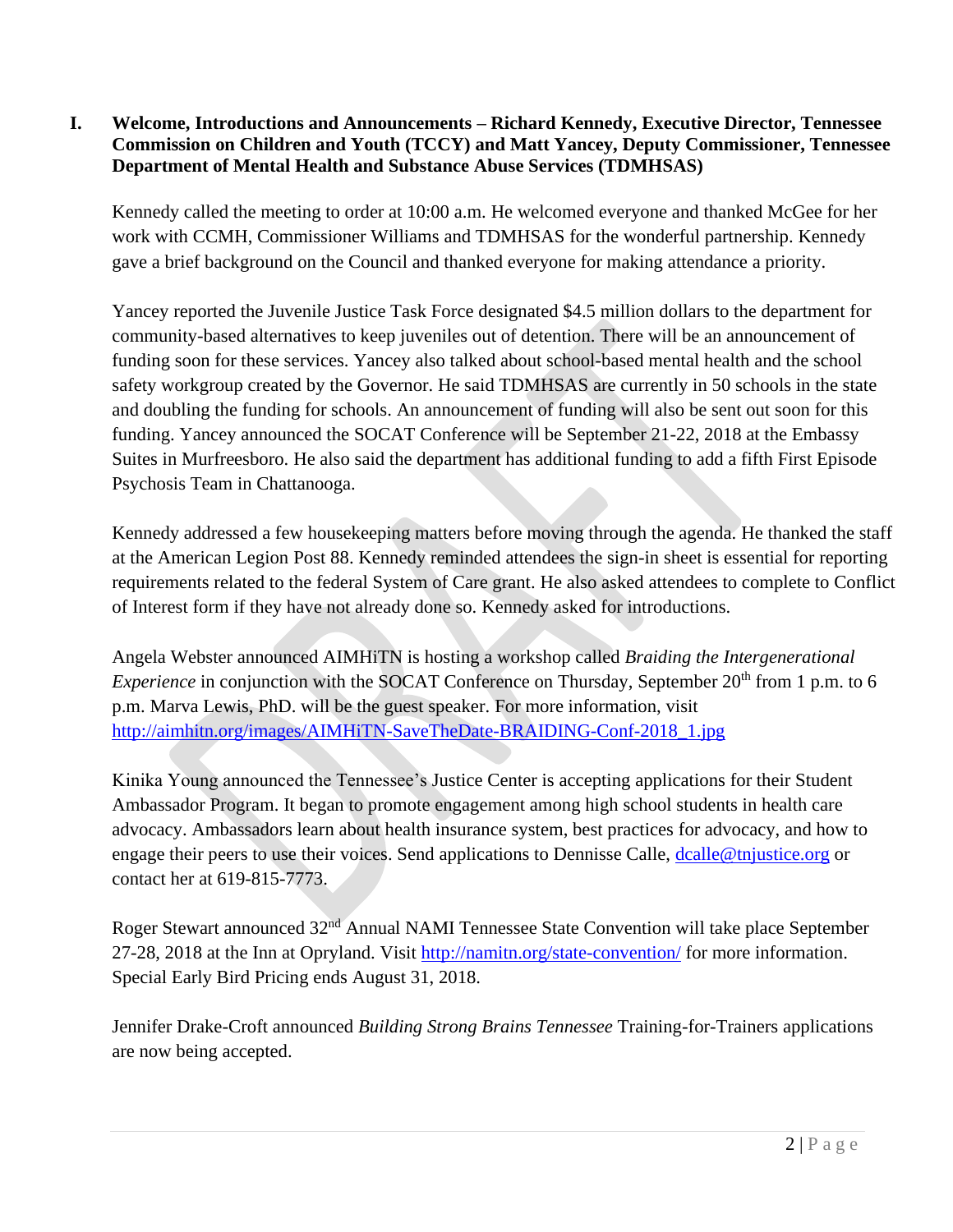## I. Welcome, Introductions and Announcements – Richard Kennedy, Executive Director, Tennessee Commission on Children and Youth (TCCY) and Matt Yancey, Deputy Commissioner, Tennessee Department of Mental Health and Substance Abuse Services (TDMHSAS)

Kennedy called the meeting to order at 10:00 a.m. He welcomed everyone and thanked McGee for her work with CCMH, Commissioner Williams and TDMHSAS for the wonderful partnership. Kennedy gave a brief background on the Council and thanked everyone for making attendance a priority.

Yancey reported the Juvenile Justice Task Force designated $4.5 million dollars to the department for community-based alternatives to keep juveniles out of detention. There will be an announcement of funding soon for these services. Yancey also talked about school-based mental health and the school safety workgroup created by the Governor. He said TDMHSAS are currently in 50 schools in the state and doubling the funding for schools. An announcement of funding will also be sent out soon for this funding. Yancey announced the SOCAT Conference will be September 21-22, 2018 at the Embassy Suites in Murfreesboro. He also said the department has additional funding to add a fifth First Episode Psychosis Team in Chattanooga.

Kennedy addressed a few housekeeping matters before moving through the agenda. He thanked the staff at the American Legion Post 88. Kennedy reminded attendees the sign-in sheet is essential for reporting requirements related to the federal System of Care grant. He also asked attendees to complete to Conflict of Interest form if they have not already done so. Kennedy asked for introductions.

Angela Webster announced AIMHiTN is hosting a workshop called *Braiding the Intergenerational Experience* in conjunction with the SOCAT Conference on Thursday, September 20th from 1 p.m. to 6 p.m. Marva Lewis, PhD. will be the guest speaker. For more information, visit http://aimhitn.org/images/AIMHiTN-SaveTheDate-BRAIDING-Conf-2018_1.jpg

Kinika Young announced the Tennessee's Justice Center is accepting applications for their Student Ambassador Program. It began to promote engagement among high school students in health care advocacy. Ambassadors learn about health insurance system, best practices for advocacy, and how to engage their peers to use their voices. Send applications to Dennisse Calle, dcalle@tnjustice.org or contact her at 619-815-7773.

Roger Stewart announced 32nd Annual NAMI Tennessee State Convention will take place September 27-28, 2018 at the Inn at Opryland. Visit http://namitn.org/state-convention/ for more information. Special Early Bird Pricing ends August 31, 2018.

Jennifer Drake-Croft announced *Building Strong Brains Tennessee* Training-for-Trainers applications are now being accepted.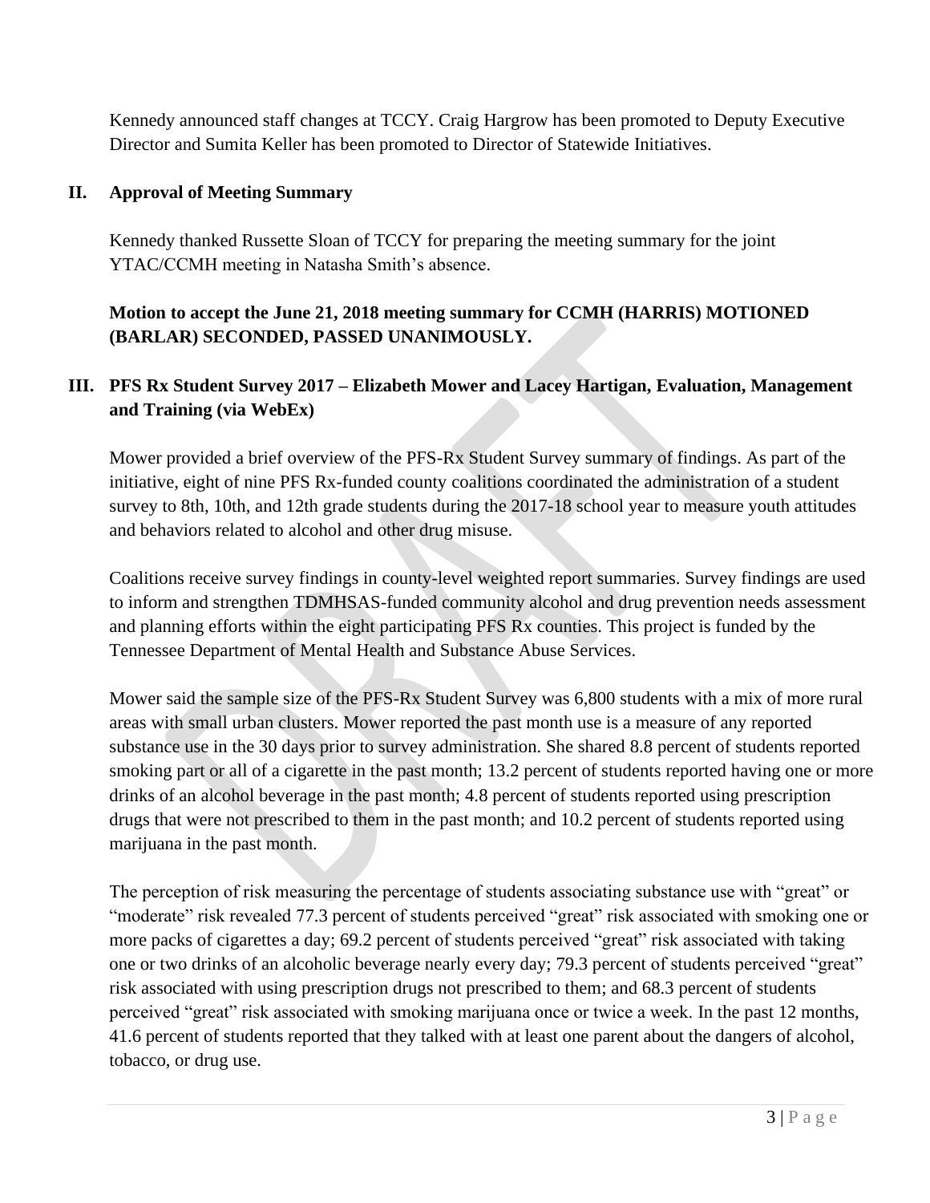Kennedy announced staff changes at TCCY. Craig Hargrow has been promoted to Deputy Executive Director and Sumita Keller has been promoted to Director of Statewide Initiatives.

## II. Approval of Meeting Summary

Kennedy thanked Russette Sloan of TCCY for preparing the meeting summary for the joint YTAC/CCMH meeting in Natasha Smith's absence.

**Motion to accept the June 21, 2018 meeting summary for CCMH (HARRIS) MOTIONED (BARLAR) SECONDED, PASSED UNANIMOUSLY.**

## III. PFS Rx Student Survey 2017 – Elizabeth Mower and Lacey Hartigan, Evaluation, Management and Training (via WebEx)

Mower provided a brief overview of the PFS-Rx Student Survey summary of findings. As part of the initiative, eight of nine PFS Rx-funded county coalitions coordinated the administration of a student survey to 8th, 10th, and 12th grade students during the 2017-18 school year to measure youth attitudes and behaviors related to alcohol and other drug misuse.

Coalitions receive survey findings in county-level weighted report summaries. Survey findings are used to inform and strengthen TDMHSAS-funded community alcohol and drug prevention needs assessment and planning efforts within the eight participating PFS Rx counties. This project is funded by the Tennessee Department of Mental Health and Substance Abuse Services.

Mower said the sample size of the PFS-Rx Student Survey was 6,800 students with a mix of more rural areas with small urban clusters. Mower reported the past month use is a measure of any reported substance use in the 30 days prior to survey administration. She shared 8.8 percent of students reported smoking part or all of a cigarette in the past month; 13.2 percent of students reported having one or more drinks of an alcohol beverage in the past month; 4.8 percent of students reported using prescription drugs that were not prescribed to them in the past month; and 10.2 percent of students reported using marijuana in the past month.

The perception of risk measuring the percentage of students associating substance use with "great" or "moderate" risk revealed 77.3 percent of students perceived "great" risk associated with smoking one or more packs of cigarettes a day; 69.2 percent of students perceived "great" risk associated with taking one or two drinks of an alcoholic beverage nearly every day; 79.3 percent of students perceived "great" risk associated with using prescription drugs not prescribed to them; and 68.3 percent of students perceived "great" risk associated with smoking marijuana once or twice a week. In the past 12 months, 41.6 percent of students reported that they talked with at least one parent about the dangers of alcohol, tobacco, or drug use.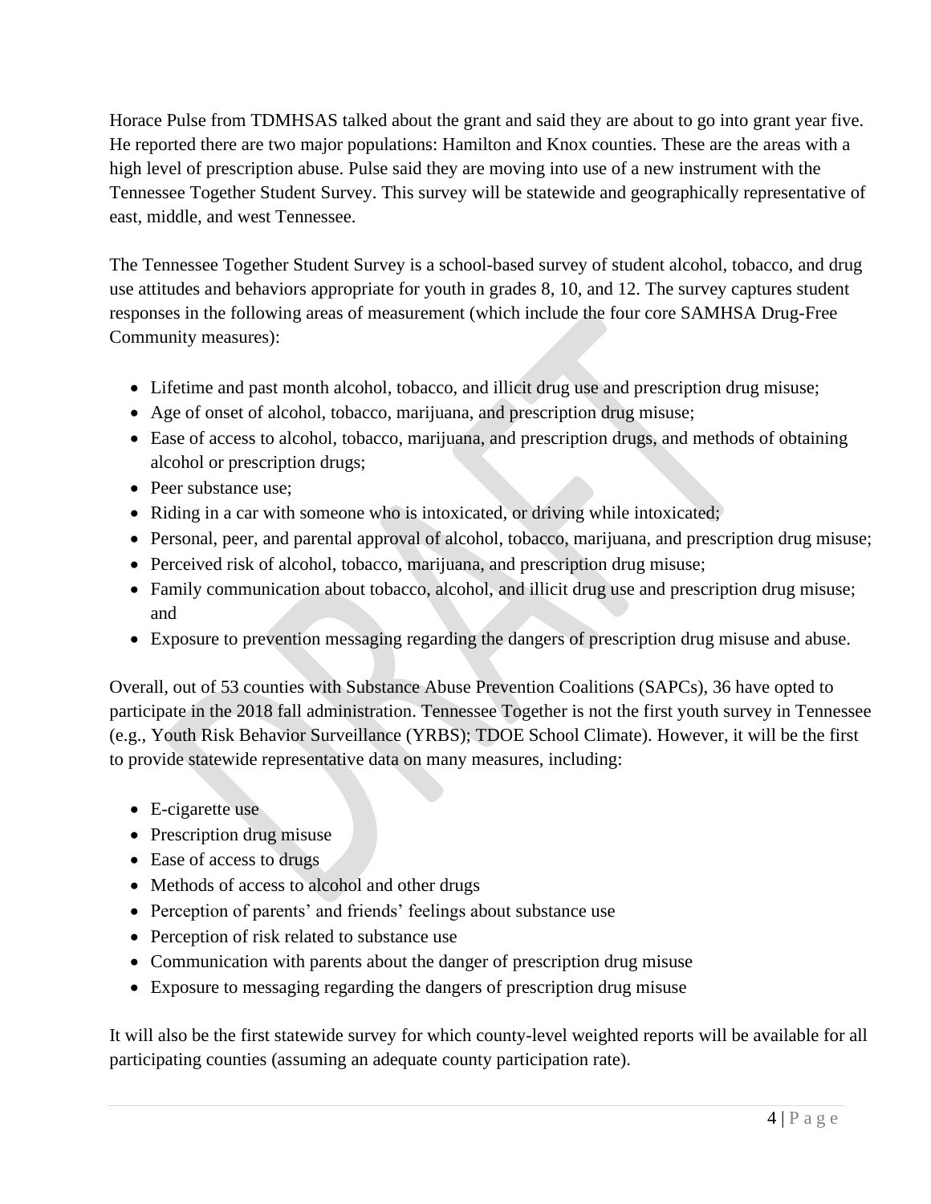Horace Pulse from TDMHSAS talked about the grant and said they are about to go into grant year five. He reported there are two major populations: Hamilton and Knox counties. These are the areas with a high level of prescription abuse. Pulse said they are moving into use of a new instrument with the Tennessee Together Student Survey. This survey will be statewide and geographically representative of east, middle, and west Tennessee.

The Tennessee Together Student Survey is a school-based survey of student alcohol, tobacco, and drug use attitudes and behaviors appropriate for youth in grades 8, 10, and 12. The survey captures student responses in the following areas of measurement (which include the four core SAMHSA Drug-Free Community measures):

- Lifetime and past month alcohol, tobacco, and illicit drug use and prescription drug misuse;
- Age of onset of alcohol, tobacco, marijuana, and prescription drug misuse;
- Ease of access to alcohol, tobacco, marijuana, and prescription drugs, and methods of obtaining alcohol or prescription drugs;
- Peer substance use;
- Riding in a car with someone who is intoxicated, or driving while intoxicated;
- Personal, peer, and parental approval of alcohol, tobacco, marijuana, and prescription drug misuse;
- Perceived risk of alcohol, tobacco, marijuana, and prescription drug misuse;
- Family communication about tobacco, alcohol, and illicit drug use and prescription drug misuse; and
- Exposure to prevention messaging regarding the dangers of prescription drug misuse and abuse.

Overall, out of 53 counties with Substance Abuse Prevention Coalitions (SAPCs), 36 have opted to participate in the 2018 fall administration. Tennessee Together is not the first youth survey in Tennessee (e.g., Youth Risk Behavior Surveillance (YRBS); TDOE School Climate). However, it will be the first to provide statewide representative data on many measures, including:

- E-cigarette use
- Prescription drug misuse
- Ease of access to drugs
- Methods of access to alcohol and other drugs
- Perception of parents' and friends' feelings about substance use
- Perception of risk related to substance use
- Communication with parents about the danger of prescription drug misuse
- Exposure to messaging regarding the dangers of prescription drug misuse

It will also be the first statewide survey for which county-level weighted reports will be available for all participating counties (assuming an adequate county participation rate).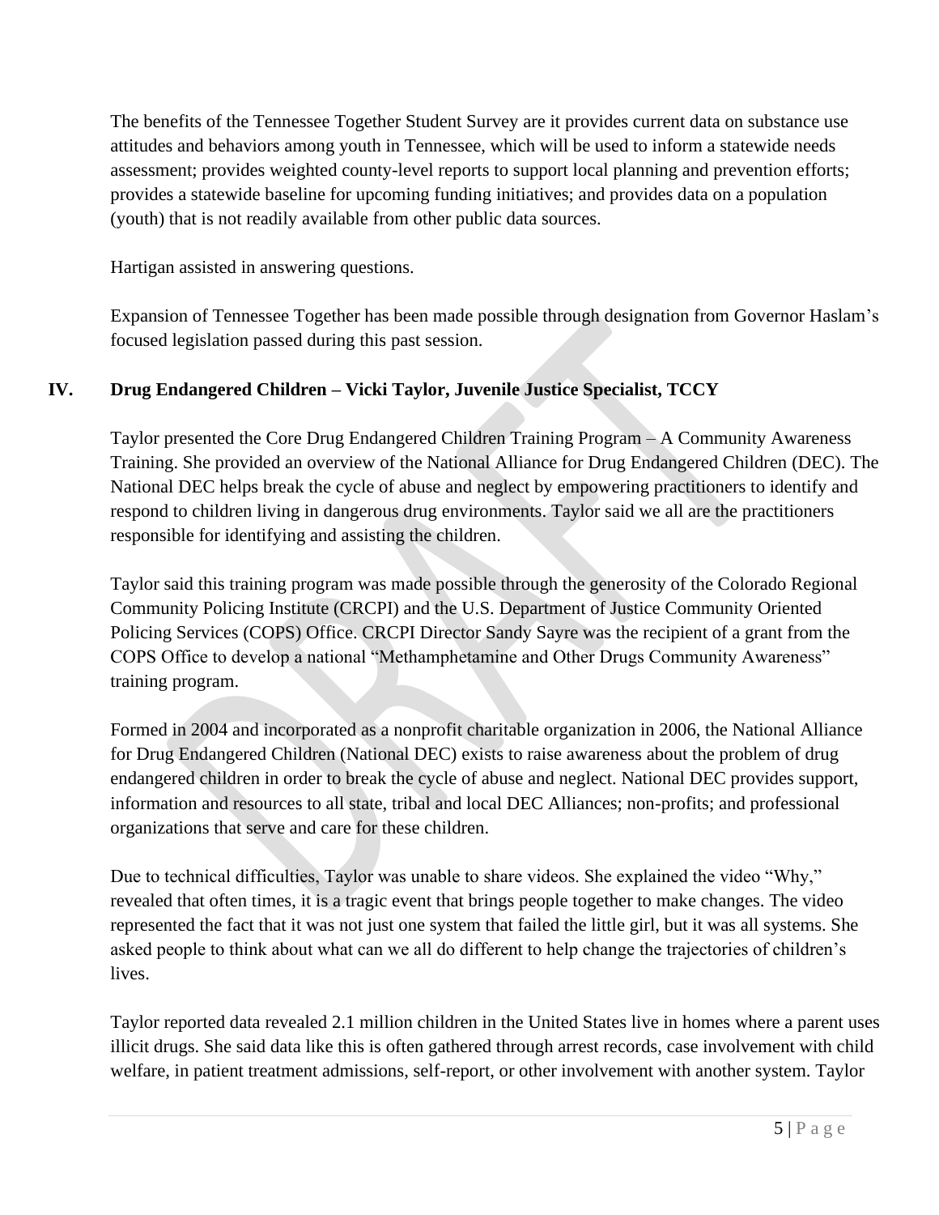The benefits of the Tennessee Together Student Survey are it provides current data on substance use attitudes and behaviors among youth in Tennessee, which will be used to inform a statewide needs assessment; provides weighted county-level reports to support local planning and prevention efforts; provides a statewide baseline for upcoming funding initiatives; and provides data on a population (youth) that is not readily available from other public data sources.

Hartigan assisted in answering questions.

Expansion of Tennessee Together has been made possible through designation from Governor Haslam's focused legislation passed during this past session.

## IV. Drug Endangered Children – Vicki Taylor, Juvenile Justice Specialist, TCCY

Taylor presented the Core Drug Endangered Children Training Program – A Community Awareness Training. She provided an overview of the National Alliance for Drug Endangered Children (DEC). The National DEC helps break the cycle of abuse and neglect by empowering practitioners to identify and respond to children living in dangerous drug environments. Taylor said we all are the practitioners responsible for identifying and assisting the children.

Taylor said this training program was made possible through the generosity of the Colorado Regional Community Policing Institute (CRCPI) and the U.S. Department of Justice Community Oriented Policing Services (COPS) Office. CRCPI Director Sandy Sayre was the recipient of a grant from the COPS Office to develop a national "Methamphetamine and Other Drugs Community Awareness" training program.

Formed in 2004 and incorporated as a nonprofit charitable organization in 2006, the National Alliance for Drug Endangered Children (National DEC) exists to raise awareness about the problem of drug endangered children in order to break the cycle of abuse and neglect. National DEC provides support, information and resources to all state, tribal and local DEC Alliances; non-profits; and professional organizations that serve and care for these children.

Due to technical difficulties, Taylor was unable to share videos. She explained the video "Why," revealed that often times, it is a tragic event that brings people together to make changes. The video represented the fact that it was not just one system that failed the little girl, but it was all systems. She asked people to think about what can we all do different to help change the trajectories of children's lives.

Taylor reported data revealed 2.1 million children in the United States live in homes where a parent uses illicit drugs. She said data like this is often gathered through arrest records, case involvement with child welfare, in patient treatment admissions, self-report, or other involvement with another system. Taylor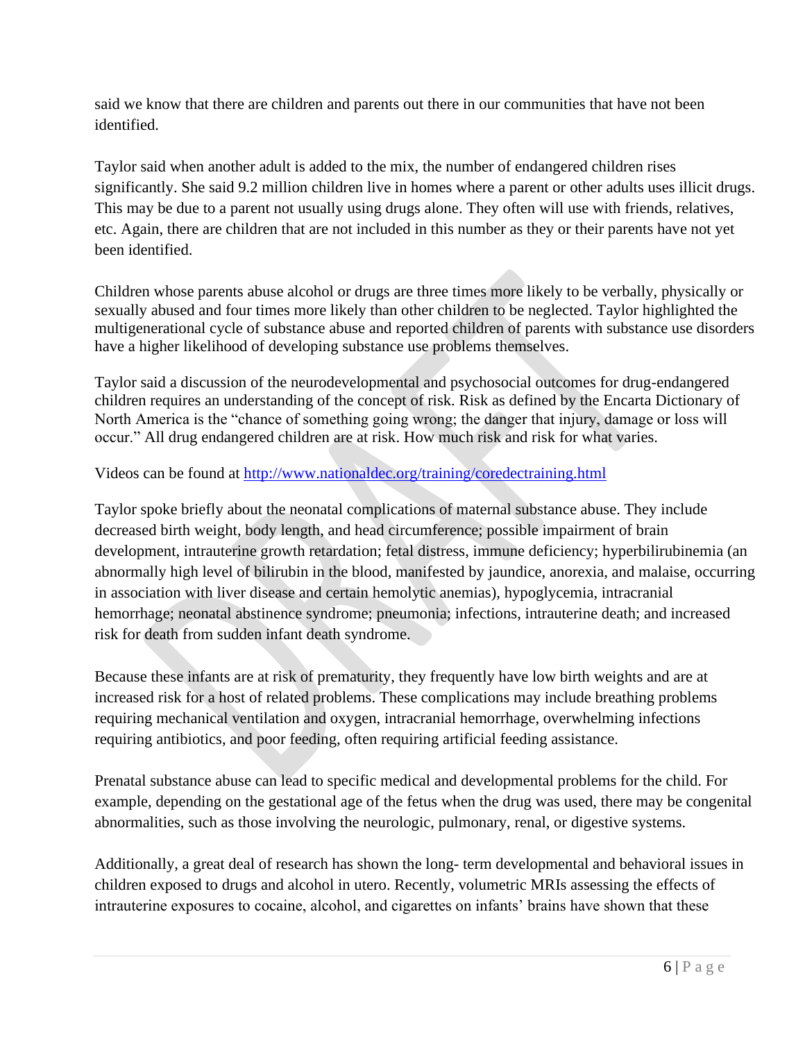said we know that there are children and parents out there in our communities that have not been identified.

Taylor said when another adult is added to the mix, the number of endangered children rises significantly. She said 9.2 million children live in homes where a parent or other adults uses illicit drugs. This may be due to a parent not usually using drugs alone. They often will use with friends, relatives, etc. Again, there are children that are not included in this number as they or their parents have not yet been identified.

Children whose parents abuse alcohol or drugs are three times more likely to be verbally, physically or sexually abused and four times more likely than other children to be neglected. Taylor highlighted the multigenerational cycle of substance abuse and reported children of parents with substance use disorders have a higher likelihood of developing substance use problems themselves.

Taylor said a discussion of the neurodevelopmental and psychosocial outcomes for drug-endangered children requires an understanding of the concept of risk. Risk as defined by the Encarta Dictionary of North America is the "chance of something going wrong; the danger that injury, damage or loss will occur." All drug endangered children are at risk. How much risk and risk for what varies.

Videos can be found at [http://www.nationaldec.org/training/coredectraining.html](http://www.nationaldec.org/training/coredectraining.html)

Taylor spoke briefly about the neonatal complications of maternal substance abuse. They include decreased birth weight, body length, and head circumference; possible impairment of brain development, intrauterine growth retardation; fetal distress, immune deficiency; hyperbilirubinemia (an abnormally high level of bilirubin in the blood, manifested by jaundice, anorexia, and malaise, occurring in association with liver disease and certain hemolytic anemias), hypoglycemia, intracranial hemorrhage; neonatal abstinence syndrome; pneumonia; infections, intrauterine death; and increased risk for death from sudden infant death syndrome.

Because these infants are at risk of prematurity, they frequently have low birth weights and are at increased risk for a host of related problems. These complications may include breathing problems requiring mechanical ventilation and oxygen, intracranial hemorrhage, overwhelming infections requiring antibiotics, and poor feeding, often requiring artificial feeding assistance.

Prenatal substance abuse can lead to specific medical and developmental problems for the child. For example, depending on the gestational age of the fetus when the drug was used, there may be congenital abnormalities, such as those involving the neurologic, pulmonary, renal, or digestive systems.

Additionally, a great deal of research has shown the long- term developmental and behavioral issues in children exposed to drugs and alcohol in utero. Recently, volumetric MRIs assessing the effects of intrauterine exposures to cocaine, alcohol, and cigarettes on infants' brains have shown that these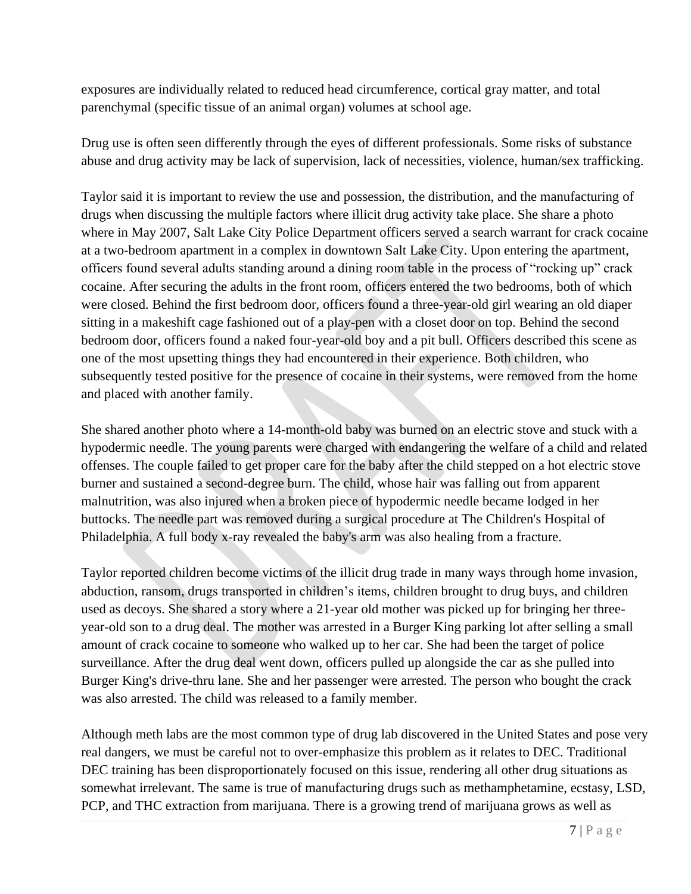exposures are individually related to reduced head circumference, cortical gray matter, and total parenchymal (specific tissue of an animal organ) volumes at school age.

Drug use is often seen differently through the eyes of different professionals. Some risks of substance abuse and drug activity may be lack of supervision, lack of necessities, violence, human/sex trafficking.

Taylor said it is important to review the use and possession, the distribution, and the manufacturing of drugs when discussing the multiple factors where illicit drug activity take place. She share a photo where in May 2007, Salt Lake City Police Department officers served a search warrant for crack cocaine at a two-bedroom apartment in a complex in downtown Salt Lake City. Upon entering the apartment, officers found several adults standing around a dining room table in the process of "rocking up" crack cocaine. After securing the adults in the front room, officers entered the two bedrooms, both of which were closed. Behind the first bedroom door, officers found a three-year-old girl wearing an old diaper sitting in a makeshift cage fashioned out of a play-pen with a closet door on top. Behind the second bedroom door, officers found a naked four-year-old boy and a pit bull. Officers described this scene as one of the most upsetting things they had encountered in their experience. Both children, who subsequently tested positive for the presence of cocaine in their systems, were removed from the home and placed with another family.

She shared another photo where a 14-month-old baby was burned on an electric stove and stuck with a hypodermic needle. The young parents were charged with endangering the welfare of a child and related offenses. The couple failed to get proper care for the baby after the child stepped on a hot electric stove burner and sustained a second-degree burn. The child, whose hair was falling out from apparent malnutrition, was also injured when a broken piece of hypodermic needle became lodged in her buttocks. The needle part was removed during a surgical procedure at The Children's Hospital of Philadelphia. A full body x-ray revealed the baby's arm was also healing from a fracture.

Taylor reported children become victims of the illicit drug trade in many ways through home invasion, abduction, ransom, drugs transported in children's items, children brought to drug buys, and children used as decoys. She shared a story where a 21-year old mother was picked up for bringing her three-year-old son to a drug deal. The mother was arrested in a Burger King parking lot after selling a small amount of crack cocaine to someone who walked up to her car. She had been the target of police surveillance. After the drug deal went down, officers pulled up alongside the car as she pulled into Burger King's drive-thru lane. She and her passenger were arrested. The person who bought the crack was also arrested. The child was released to a family member.

Although meth labs are the most common type of drug lab discovered in the United States and pose very real dangers, we must be careful not to over-emphasize this problem as it relates to DEC. Traditional DEC training has been disproportionately focused on this issue, rendering all other drug situations as somewhat irrelevant. The same is true of manufacturing drugs such as methamphetamine, ecstasy, LSD, PCP, and THC extraction from marijuana. There is a growing trend of marijuana grows as well as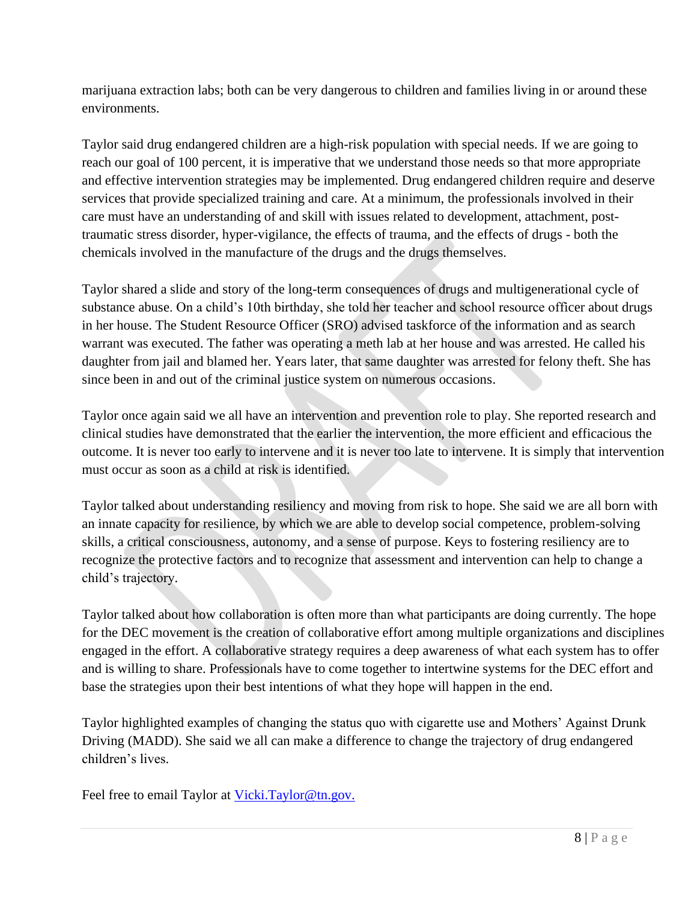marijuana extraction labs; both can be very dangerous to children and families living in or around these environments.

Taylor said drug endangered children are a high-risk population with special needs. If we are going to reach our goal of 100 percent, it is imperative that we understand those needs so that more appropriate and effective intervention strategies may be implemented. Drug endangered children require and deserve services that provide specialized training and care. At a minimum, the professionals involved in their care must have an understanding of and skill with issues related to development, attachment, post-traumatic stress disorder, hyper-vigilance, the effects of trauma, and the effects of drugs - both the chemicals involved in the manufacture of the drugs and the drugs themselves.

Taylor shared a slide and story of the long-term consequences of drugs and multigenerational cycle of substance abuse. On a child's 10th birthday, she told her teacher and school resource officer about drugs in her house. The Student Resource Officer (SRO) advised taskforce of the information and as search warrant was executed. The father was operating a meth lab at her house and was arrested. He called his daughter from jail and blamed her. Years later, that same daughter was arrested for felony theft. She has since been in and out of the criminal justice system on numerous occasions.

Taylor once again said we all have an intervention and prevention role to play. She reported research and clinical studies have demonstrated that the earlier the intervention, the more efficient and efficacious the outcome. It is never too early to intervene and it is never too late to intervene. It is simply that intervention must occur as soon as a child at risk is identified.

Taylor talked about understanding resiliency and moving from risk to hope. She said we are all born with an innate capacity for resilience, by which we are able to develop social competence, problem-solving skills, a critical consciousness, autonomy, and a sense of purpose. Keys to fostering resiliency are to recognize the protective factors and to recognize that assessment and intervention can help to change a child's trajectory.

Taylor talked about how collaboration is often more than what participants are doing currently. The hope for the DEC movement is the creation of collaborative effort among multiple organizations and disciplines engaged in the effort. A collaborative strategy requires a deep awareness of what each system has to offer and is willing to share. Professionals have to come together to intertwine systems for the DEC effort and base the strategies upon their best intentions of what they hope will happen in the end.

Taylor highlighted examples of changing the status quo with cigarette use and Mothers' Against Drunk Driving (MADD). She said we all can make a difference to change the trajectory of drug endangered children's lives.

Feel free to email Taylor at [Vicki.Taylor@tn.gov.](mailto:Vicki.Taylor@tn.gov)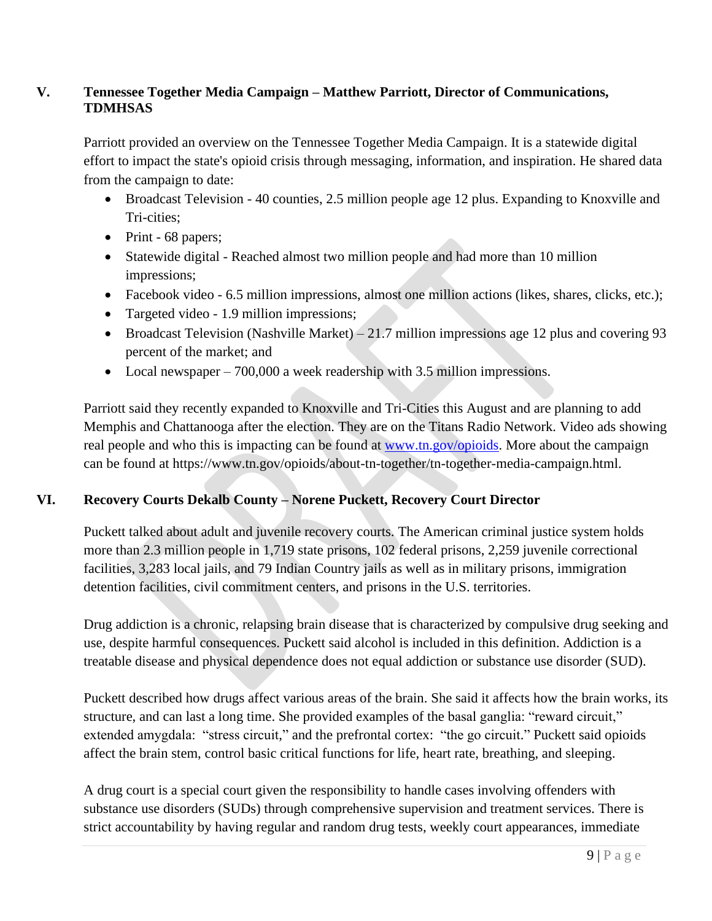### V. Tennessee Together Media Campaign – Matthew Parriott, Director of Communications, TDMHSAS

Parriott provided an overview on the Tennessee Together Media Campaign. It is a statewide digital effort to impact the state's opioid crisis through messaging, information, and inspiration. He shared data from the campaign to date:

- Broadcast Television - 40 counties, 2.5 million people age 12 plus. Expanding to Knoxville and Tri-cities;
- Print - 68 papers;
- Statewide digital - Reached almost two million people and had more than 10 million impressions;
- Facebook video - 6.5 million impressions, almost one million actions (likes, shares, clicks, etc.);
- Targeted video - 1.9 million impressions;
- Broadcast Television (Nashville Market) – 21.7 million impressions age 12 plus and covering 93 percent of the market; and
- Local newspaper – 700,000 a week readership with 3.5 million impressions.

Parriott said they recently expanded to Knoxville and Tri-Cities this August and are planning to add Memphis and Chattanooga after the election. They are on the Titans Radio Network. Video ads showing real people and who this is impacting can be found at [www.tn.gov/opioids](www.tn.gov/opioids). More about the campaign can be found at https://www.tn.gov/opioids/about-tn-together/tn-together-media-campaign.html.

### VI. Recovery Courts Dekalb County – Norene Puckett, Recovery Court Director

Puckett talked about adult and juvenile recovery courts. The American criminal justice system holds more than 2.3 million people in 1,719 state prisons, 102 federal prisons, 2,259 juvenile correctional facilities, 3,283 local jails, and 79 Indian Country jails as well as in military prisons, immigration detention facilities, civil commitment centers, and prisons in the U.S. territories.

Drug addiction is a chronic, relapsing brain disease that is characterized by compulsive drug seeking and use, despite harmful consequences. Puckett said alcohol is included in this definition. Addiction is a treatable disease and physical dependence does not equal addiction or substance use disorder (SUD).

Puckett described how drugs affect various areas of the brain. She said it affects how the brain works, its structure, and can last a long time. She provided examples of the basal ganglia: "reward circuit," extended amygdala: "stress circuit," and the prefrontal cortex: "the go circuit." Puckett said opioids affect the brain stem, control basic critical functions for life, heart rate, breathing, and sleeping.

A drug court is a special court given the responsibility to handle cases involving offenders with substance use disorders (SUDs) through comprehensive supervision and treatment services. There is strict accountability by having regular and random drug tests, weekly court appearances, immediate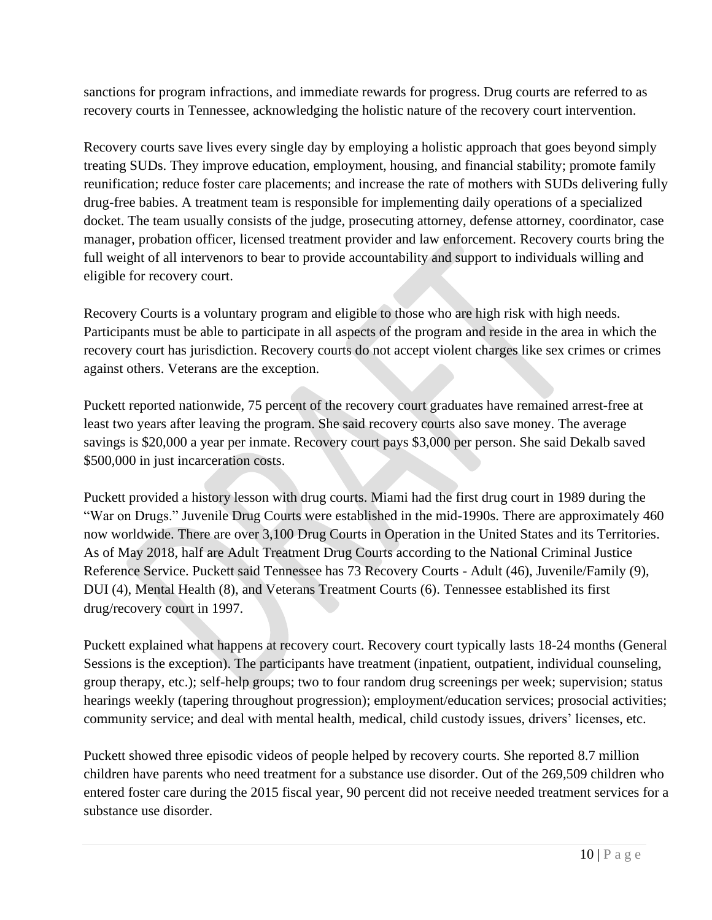sanctions for program infractions, and immediate rewards for progress. Drug courts are referred to as recovery courts in Tennessee, acknowledging the holistic nature of the recovery court intervention.

Recovery courts save lives every single day by employing a holistic approach that goes beyond simply treating SUDs. They improve education, employment, housing, and financial stability; promote family reunification; reduce foster care placements; and increase the rate of mothers with SUDs delivering fully drug-free babies. A treatment team is responsible for implementing daily operations of a specialized docket. The team usually consists of the judge, prosecuting attorney, defense attorney, coordinator, case manager, probation officer, licensed treatment provider and law enforcement. Recovery courts bring the full weight of all intervenors to bear to provide accountability and support to individuals willing and eligible for recovery court.

Recovery Courts is a voluntary program and eligible to those who are high risk with high needs. Participants must be able to participate in all aspects of the program and reside in the area in which the recovery court has jurisdiction. Recovery courts do not accept violent charges like sex crimes or crimes against others. Veterans are the exception.

Puckett reported nationwide, 75 percent of the recovery court graduates have remained arrest-free at least two years after leaving the program. She said recovery courts also save money. The average savings is $20,000 a year per inmate. Recovery court pays $3,000 per person. She said Dekalb saved $500,000 in just incarceration costs.

Puckett provided a history lesson with drug courts. Miami had the first drug court in 1989 during the "War on Drugs." Juvenile Drug Courts were established in the mid-1990s. There are approximately 460 now worldwide. There are over 3,100 Drug Courts in Operation in the United States and its Territories. As of May 2018, half are Adult Treatment Drug Courts according to the National Criminal Justice Reference Service. Puckett said Tennessee has 73 Recovery Courts - Adult (46), Juvenile/Family (9), DUI (4), Mental Health (8), and Veterans Treatment Courts (6). Tennessee established its first drug/recovery court in 1997.

Puckett explained what happens at recovery court. Recovery court typically lasts 18-24 months (General Sessions is the exception). The participants have treatment (inpatient, outpatient, individual counseling, group therapy, etc.); self-help groups; two to four random drug screenings per week; supervision; status hearings weekly (tapering throughout progression); employment/education services; prosocial activities; community service; and deal with mental health, medical, child custody issues, drivers' licenses, etc.

Puckett showed three episodic videos of people helped by recovery courts. She reported 8.7 million children have parents who need treatment for a substance use disorder. Out of the 269,509 children who entered foster care during the 2015 fiscal year, 90 percent did not receive needed treatment services for a substance use disorder.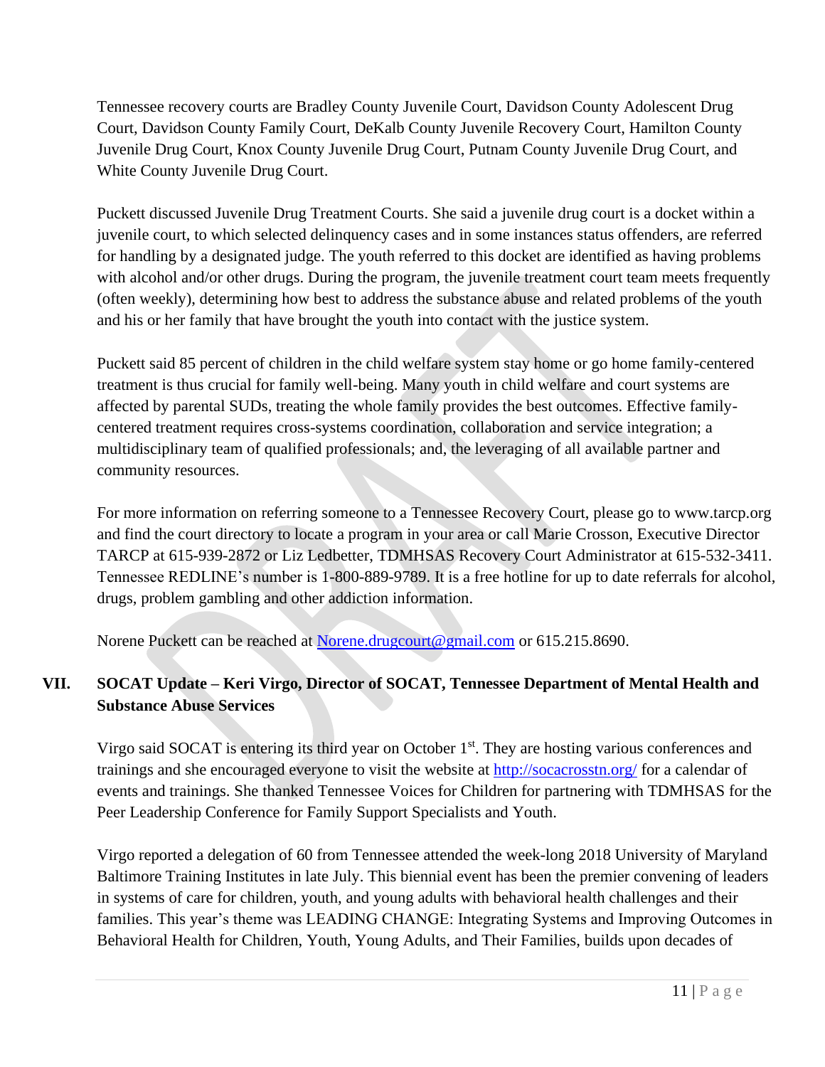Tennessee recovery courts are Bradley County Juvenile Court, Davidson County Adolescent Drug Court, Davidson County Family Court, DeKalb County Juvenile Recovery Court, Hamilton County Juvenile Drug Court, Knox County Juvenile Drug Court, Putnam County Juvenile Drug Court, and White County Juvenile Drug Court.

Puckett discussed Juvenile Drug Treatment Courts. She said a juvenile drug court is a docket within a juvenile court, to which selected delinquency cases and in some instances status offenders, are referred for handling by a designated judge. The youth referred to this docket are identified as having problems with alcohol and/or other drugs. During the program, the juvenile treatment court team meets frequently (often weekly), determining how best to address the substance abuse and related problems of the youth and his or her family that have brought the youth into contact with the justice system.

Puckett said 85 percent of children in the child welfare system stay home or go home family-centered treatment is thus crucial for family well-being. Many youth in child welfare and court systems are affected by parental SUDs, treating the whole family provides the best outcomes. Effective family-centered treatment requires cross-systems coordination, collaboration and service integration; a multidisciplinary team of qualified professionals; and, the leveraging of all available partner and community resources.

For more information on referring someone to a Tennessee Recovery Court, please go to www.tarcp.org and find the court directory to locate a program in your area or call Marie Crosson, Executive Director TARCP at 615-939-2872 or Liz Ledbetter, TDMHSAS Recovery Court Administrator at 615-532-3411. Tennessee REDLINE's number is 1-800-889-9789. It is a free hotline for up to date referrals for alcohol, drugs, problem gambling and other addiction information.

Norene Puckett can be reached at Norene.drugcourt@gmail.com or 615.215.8690.

## VII. SOCAT Update – Keri Virgo, Director of SOCAT, Tennessee Department of Mental Health and Substance Abuse Services

Virgo said SOCAT is entering its third year on October 1st. They are hosting various conferences and trainings and she encouraged everyone to visit the website at http://socacrosstn.org/ for a calendar of events and trainings. She thanked Tennessee Voices for Children for partnering with TDMHSAS for the Peer Leadership Conference for Family Support Specialists and Youth.

Virgo reported a delegation of 60 from Tennessee attended the week-long 2018 University of Maryland Baltimore Training Institutes in late July. This biennial event has been the premier convening of leaders in systems of care for children, youth, and young adults with behavioral health challenges and their families. This year's theme was LEADING CHANGE: Integrating Systems and Improving Outcomes in Behavioral Health for Children, Youth, Young Adults, and Their Families, builds upon decades of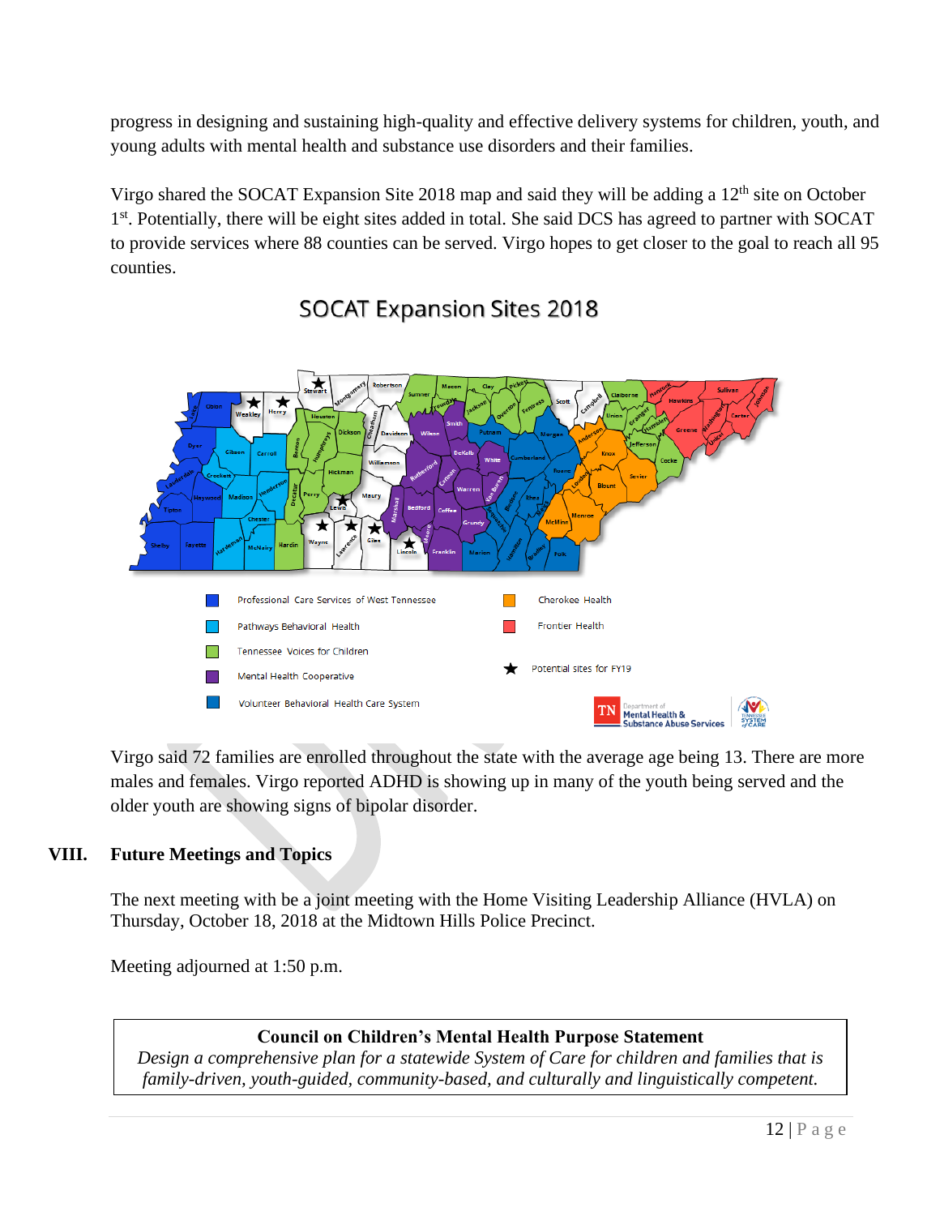progress in designing and sustaining high-quality and effective delivery systems for children, youth, and young adults with mental health and substance use disorders and their families.

Virgo shared the SOCAT Expansion Site 2018 map and said they will be adding a 12th site on October 1st. Potentially, there will be eight sites added in total. She said DCS has agreed to partner with SOCAT to provide services where 88 counties can be served. Virgo hopes to get closer to the goal to reach all 95 counties.

SOCAT Expansion Sites 2018

Professional Care Services of West Tennessee

Pathways Behavioral Health

Tennessee Voices for Children

Mental Health Cooperative

Volunteer Behavioral Health Care System

Cherokee Health

Frontier Health

★ Potential sites for FY19

Virgo said 72 families are enrolled throughout the state with the average age being 13. There are more males and females. Virgo reported ADHD is showing up in many of the youth being served and the older youth are showing signs of bipolar disorder.

## VIII. Future Meetings and Topics

The next meeting with be a joint meeting with the Home Visiting Leadership Alliance (HVLA) on Thursday, October 18, 2018 at the Midtown Hills Police Precinct.

Meeting adjourned at 1:50 p.m.

**Council on Children's Mental Health Purpose Statement**

*Design a comprehensive plan for a statewide System of Care for children and families that is family-driven, youth-guided, community-based, and culturally and linguistically competent.*